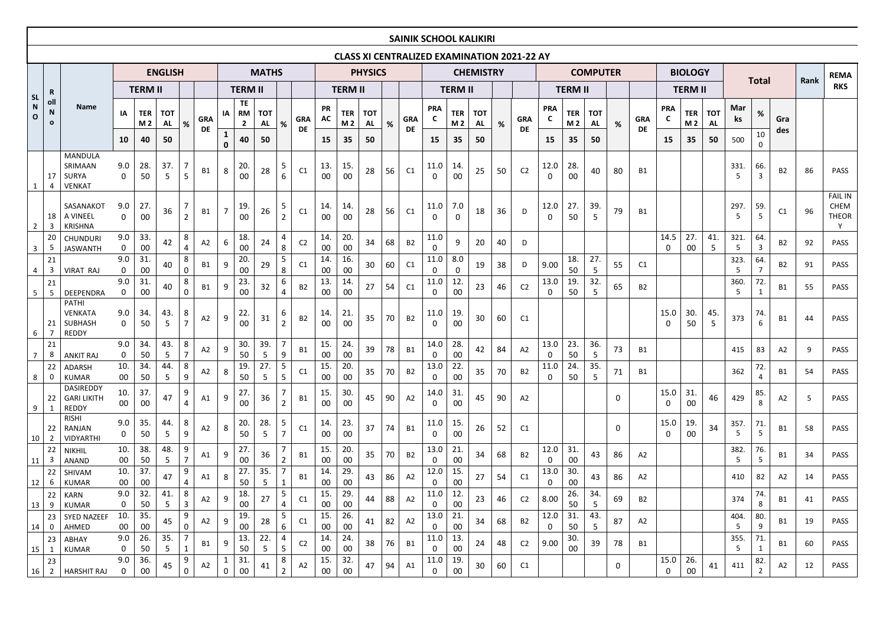# SAINIK SCHOOL KALIKIRI

## CLASS XI CENTRALIZED EXAMINATION 2021-22 AY

| SL NO | Roll No | Name | ENGLISH | | | | | MATHS | | | | | PHYSICS | | | | | CHEMISTRY | | | | | COMPUTER | | | | | BIOLOGY | | | Total | | | Rank | REMARKS |
|---|---|---|---|---|---|---|---|---|---|---|---|---|---|---|---|---|---|---|---|---|---|---|---|---|---|---|---|---|---|---|---|---|---|---|---|
| | | | TERM II | | | | | TERM II | | | | | TERM II | | | | | TERM II | | | | | TERM II | | | | | TERM II | | | | | | | |
| | | | IA | TERM 2 | TOTAL | % | GRADE | IA | TERM 2 | TOTAL | % | GRADE | PRAC | TERM 2 | TOTAL | % | GRADE | PRAC | TERM 2 | TOTAL | % | GRADE | PRAC | TERM 2 | TOTAL | % | GRADE | PRAC | TERM 2 | TOTAL | Marks | % | Grades | | |
| | | | 10 | 40 | 50 | | | 10 | 40 | 50 | | | 15 | 35 | 50 | | | 15 | 35 | 50 | | | 15 | 35 | 50 | | | 15 | 35 | 50 | 500 | 100 | | | |
| 1 | 174 | MANDULA SRIMAAN SURYA VENKAT | 9.00 | 28.50 | 37.5 | 75 | B1 | 8 | 20.00 | 28 | 56 | C1 | 13.00 | 15.00 | 28 | 56 | C1 | 11.00 | 14.00 | 25 | 50 | C2 | 12.00 | 28.00 | 40 | 80 | B1 | | | | 331.5 | 66.3 | B2 | 86 | PASS |
| 2 | 183 | SASANAKOTA VINEEL KRISHNA | 9.00 | 27.00 | 36 | 72 | B1 | 7 | 19.00 | 26 | 52 | C1 | 14.00 | 14.00 | 28 | 56 | C1 | 11.00 | 7.00 | 18 | 36 | D | 12.00 | 27.50 | 39.5 | 79 | B1 | | | | 297.5 | 59.5 | C1 | 96 | FAIL IN CHEM THEORY |
| 3 | 205 | CHUNDURI JASWANTH | 9.00 | 33.00 | 42 | 84 | A2 | 6 | 18.00 | 24 | 48 | C2 | 14.00 | 20.00 | 34 | 68 | B2 | 11.00 | 9 | 20 | 40 | D | | | | | | 14.50 | 27.00 | 41.5 | 321.5 | 64.3 | B2 | 92 | PASS |
| 4 | 213 | VIRAT RAJ | 9.00 | 31.00 | 40 | 80 | B1 | 9 | 20.00 | 29 | 58 | C1 | 14.00 | 16.00 | 30 | 60 | C1 | 11.00 | 8.00 | 19 | 38 | D | 9.00 | 18.50 | 27.5 | 55 | C1 | | | | 323.5 | 64.7 | B2 | 91 | PASS |
| 5 | 215 | DEEPENDRA | 9.00 | 31.00 | 40 | 80 | B1 | 9 | 23.00 | 32 | 64 | B2 | 13.00 | 14.00 | 27 | 54 | C1 | 11.00 | 12.00 | 23 | 46 | C2 | 13.00 | 19.50 | 32.5 | 65 | B2 | | | | 360.5 | 72.1 | B1 | 55 | PASS |
| 6 | 217 | PATHI VENKATA SUBHASH REDDY | 9.00 | 34.50 | 43.5 | 87 | A2 | 9 | 22.00 | 31 | 62 | B2 | 14.00 | 21.00 | 35 | 70 | B2 | 11.00 | 19.00 | 30 | 60 | C1 | | | | | | 15.00 | 30.50 | 45.5 | 373 | 74.6 | B1 | 44 | PASS |
| 7 | 218 | ANKIT RAJ | 9.00 | 34.50 | 43.5 | 87 | A2 | 9 | 30.50 | 39.5 | 79 | B1 | 15.00 | 24.00 | 39 | 78 | B1 | 14.00 | 28.00 | 42 | 84 | A2 | 13.00 | 23.50 | 36.5 | 73 | B1 | | | | 415 | 83 | A2 | 9 | PASS |
| 8 | 220 | ADARSH KUMAR | 10.00 | 34.50 | 44.5 | 89 | A2 | 8 | 19.50 | 27.5 | 55 | C1 | 15.00 | 20.00 | 35 | 70 | B2 | 13.00 | 22.00 | 35 | 70 | B2 | 11.00 | 24.50 | 35.5 | 71 | B1 | | | | 362 | 72.4 | B1 | 54 | PASS |
| 9 | 221 | DASIREDDY GARI LIKITH REDDY | 10.00 | 37.00 | 47 | 94 | A1 | 9 | 27.00 | 36 | 72 | B1 | 15.00 | 30.00 | 45 | 90 | A2 | 14.00 | 31.00 | 45 | 90 | A2 | | | | 0 | | 15.00 | 31.00 | 46 | 429 | 85.8 | A2 | 5 | PASS |
| 10 | 222 | RISHI RANJAN VIDYARTHI | 9.00 | 35.50 | 44.5 | 89 | A2 | 8 | 20.50 | 28.5 | 57 | C1 | 14.00 | 23.00 | 37 | 74 | B1 | 11.00 | 15.00 | 26 | 52 | C1 | | | | 0 | | 15.00 | 19.00 | 34 | 357.5 | 71.5 | B1 | 58 | PASS |
| 11 | 223 | NIKHIL ANAND | 10.00 | 38.50 | 48.5 | 97 | A1 | 9 | 27.00 | 36 | 72 | B1 | 15.00 | 20.00 | 35 | 70 | B2 | 13.00 | 21.00 | 34 | 68 | B2 | 12.00 | 31.00 | 43 | 86 | A2 | | | | 382.5 | 76.5 | B1 | 34 | PASS |
| 12 | 226 | SHIVAM KUMAR | 10.00 | 37.00 | 47 | 94 | A1 | 8 | 27.50 | 35.5 | 71 | B1 | 14.00 | 29.00 | 43 | 86 | A2 | 12.00 | 15.00 | 27 | 54 | C1 | 13.00 | 30.00 | 43 | 86 | A2 | | | | 410 | 82 | A2 | 14 | PASS |
| 13 | 229 | KARN KUMAR | 9.00 | 32.50 | 41.5 | 83 | A2 | 9 | 18.00 | 27 | 54 | C1 | 15.00 | 29.00 | 44 | 88 | A2 | 11.00 | 12.00 | 23 | 46 | C2 | 8.00 | 26.50 | 34.5 | 69 | B2 | | | | 374 | 74.8 | B1 | 41 | PASS |
| 14 | 230 | SYED NAZEEF AHMED | 10.00 | 35.00 | 45 | 90 | A2 | 9 | 19.00 | 28 | 56 | C1 | 15.00 | 26.00 | 41 | 82 | A2 | 13.00 | 21.00 | 34 | 68 | B2 | 12.00 | 31.50 | 43.5 | 87 | A2 | | | | 404.5 | 80.9 | B1 | 19 | PASS |
| 15 | 231 | ABHAY KUMAR | 9.00 | 26.50 | 35.5 | 71 | B1 | 9 | 13.50 | 22.5 | 45 | C2 | 14.00 | 24.00 | 38 | 76 | B1 | 11.00 | 13.00 | 24 | 48 | C2 | 9.00 | 30.00 | 39 | 78 | B1 | | | | 355.5 | 71.1 | B1 | 60 | PASS |
| 16 | 232 | HARSHIT RAJ | 9.00 | 36.00 | 45 | 90 | A2 | 10 | 31.00 | 41 | 82 | A2 | 15.00 | 32.00 | 47 | 94 | A1 | 11.00 | 19.00 | 30 | 60 | C1 | | | | 0 | | 15.00 | 26.00 | 41 | 411 | 82.2 | A2 | 12 | PASS |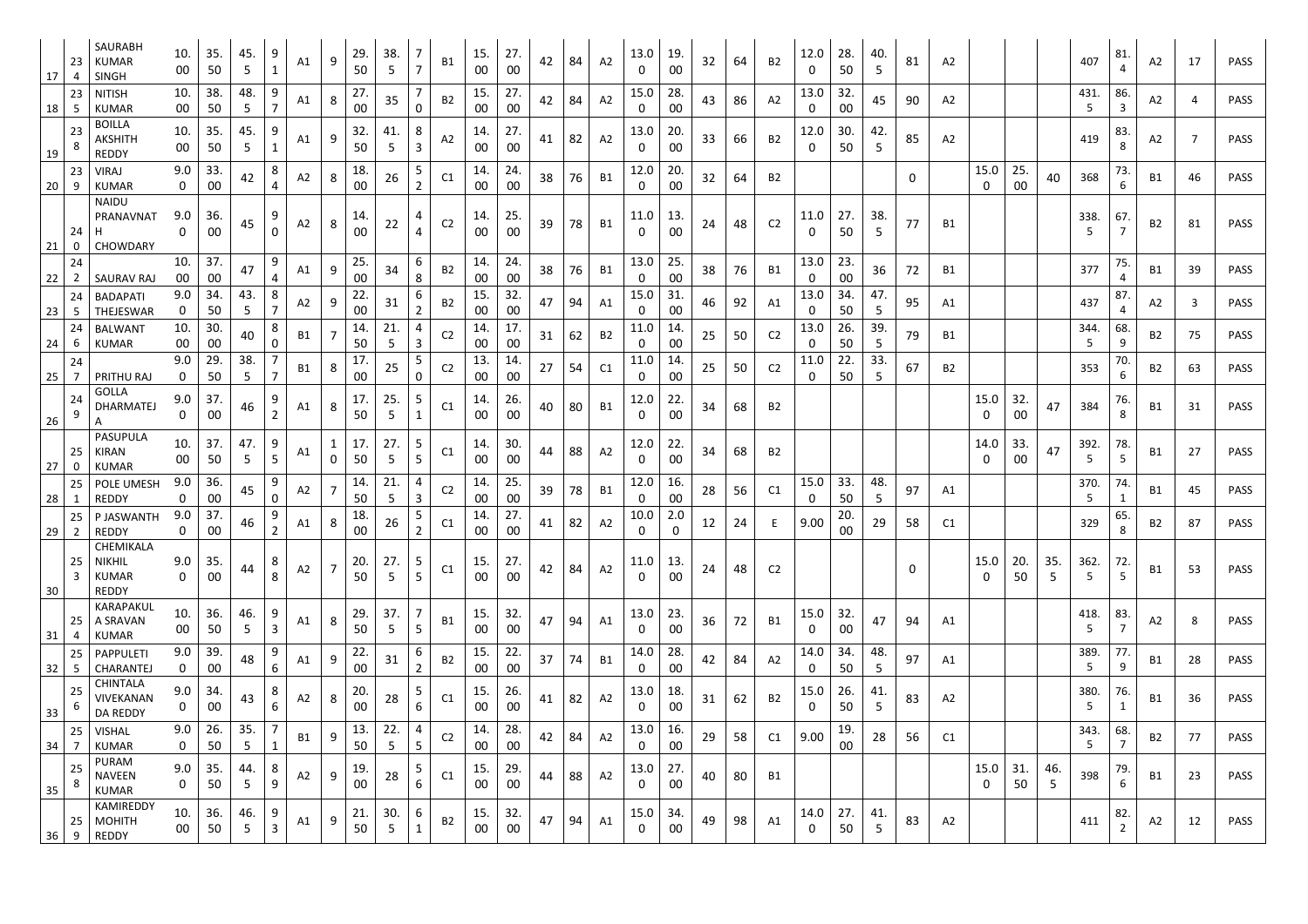| | | | | | | | | | | | | | | | | | | | | | | | | | | | | | | | | | | | |
|---|---|---|---|---|---|---|---|---|---|---|---|---|---|---|---|---|---|---|---|---|---|---|---|---|---|---|---|---|---|---|---|---|---|---|---|
| 17 | 234 | SAURABH KUMAR SINGH | 10.00 | 35.50 | 45.5 | 91 | A1 | 9 | 29.50 | 38.5 | 77 | B1 | 15.00 | 27.00 | 42 | 84 | A2 | 13.00 | 19.00 | 32 | 64 | B2 | 12.00 | 28.50 | 40.5 | 81 | A2 | | | | 407 | 81.4 | A2 | 17 | PASS |
| 18 | 235 | NITISH KUMAR | 10.00 | 38.50 | 48.5 | 97 | A1 | 8 | 27.00 | 35 | 70 | B2 | 15.00 | 27.00 | 42 | 84 | A2 | 15.00 | 28.00 | 43 | 86 | A2 | 13.00 | 32.00 | 45 | 90 | A2 | | | | 431.5 | 86.3 | A2 | 4 | PASS |
| 19 | 238 | BOILLA AKSHITH REDDY | 10.00 | 35.50 | 45.5 | 91 | A1 | 9 | 32.50 | 41.5 | 83 | A2 | 14.00 | 27.00 | 41 | 82 | A2 | 13.00 | 20.00 | 33 | 66 | B2 | 12.00 | 30.50 | 42.5 | 85 | A2 | | | | 419 | 83.8 | A2 | 7 | PASS |
| 20 | 239 | VIRAJ KUMAR | 9.00 | 33.00 | 42 | 84 | A2 | 8 | 18.00 | 26 | 52 | C1 | 14.00 | 24.00 | 38 | 76 | B1 | 12.00 | 20.00 | 32 | 64 | B2 | | | | 0 | | 15.00 | 25.00 | 40 | 368 | 73.6 | B1 | 46 | PASS |
| 21 | 240 | NAIDU PRANAVNATH CHOWDARY | 9.00 | 36.00 | 45 | 90 | A2 | 8 | 14.00 | 22 | 44 | C2 | 14.00 | 25.00 | 39 | 78 | B1 | 11.00 | 13.00 | 24 | 48 | C2 | 11.00 | 27.50 | 38.5 | 77 | B1 | | | | 338.5 | 67.7 | B2 | 81 | PASS |
| 22 | 242 | SAURAV RAJ | 10.00 | 37.00 | 47 | 94 | A1 | 9 | 25.00 | 34 | 68 | B2 | 14.00 | 24.00 | 38 | 76 | B1 | 13.00 | 25.00 | 38 | 76 | B1 | 13.00 | 23.00 | 36 | 72 | B1 | | | | 377 | 75.4 | B1 | 39 | PASS |
| 23 | 245 | BADAPATI THEJESWAR | 9.00 | 34.50 | 43.5 | 87 | A2 | 9 | 22.00 | 31 | 62 | B2 | 15.00 | 32.00 | 47 | 94 | A1 | 15.00 | 31.00 | 46 | 92 | A1 | 13.00 | 34.50 | 47.5 | 95 | A1 | | | | 437 | 87.4 | A2 | 3 | PASS |
| 24 | 246 | BALWANT KUMAR | 10.00 | 30.00 | 40 | 80 | B1 | 7 | 14.50 | 21.5 | 43 | C2 | 14.00 | 17.00 | 31 | 62 | B2 | 11.00 | 14.00 | 25 | 50 | C2 | 13.00 | 26.50 | 39.5 | 79 | B1 | | | | 344.5 | 68.9 | B2 | 75 | PASS |
| 25 | 247 | PRITHU RAJ | 9.00 | 29.50 | 38.5 | 77 | B1 | 8 | 17.00 | 25 | 50 | C2 | 13.00 | 14.00 | 27 | 54 | C1 | 11.00 | 14.00 | 25 | 50 | C2 | 11.00 | 22.50 | 33.5 | 67 | B2 | | | | 353 | 70.6 | B2 | 63 | PASS |
| 26 | 249 | GOLLA DHARMATEJA | 9.00 | 37.00 | 46 | 92 | A1 | 8 | 17.50 | 25.5 | 51 | C1 | 14.00 | 26.00 | 40 | 80 | B1 | 12.00 | 22.00 | 34 | 68 | B2 | | | | | | 15.00 | 32.00 | 47 | 384 | 76.8 | B1 | 31 | PASS |
| 27 | 250 | PASUPULA KIRAN KUMAR | 10.00 | 37.50 | 47.5 | 95 | A1 | 10 | 17.50 | 27.5 | 55 | C1 | 14.00 | 30.00 | 44 | 88 | A2 | 12.00 | 22.00 | 34 | 68 | B2 | | | | | | 14.00 | 33.00 | 47 | 392.5 | 78.5 | B1 | 27 | PASS |
| 28 | 251 | POLE UMESH REDDY | 9.00 | 36.00 | 45 | 90 | A2 | 7 | 14.50 | 21.5 | 43 | C2 | 14.00 | 25.00 | 39 | 78 | B1 | 12.00 | 16.00 | 28 | 56 | C1 | 15.00 | 33.50 | 48.5 | 97 | A1 | | | | 370.5 | 74.1 | B1 | 45 | PASS |
| 29 | 252 | P JASWANTH REDDY | 9.00 | 37.00 | 46 | 92 | A1 | 8 | 18.00 | 26 | 52 | C1 | 14.00 | 27.00 | 41 | 82 | A2 | 10.00 | 2.00 | 12 | 24 | E | 9.00 | 20.00 | 29 | 58 | C1 | | | | 329 | 65.8 | B2 | 87 | PASS |
| 30 | 253 | CHEMIKALA NIKHIL KUMAR REDDY | 9.00 | 35.00 | 44 | 88 | A2 | 7 | 20.50 | 27.5 | 55 | C1 | 15.00 | 27.00 | 42 | 84 | A2 | 11.00 | 13.00 | 24 | 48 | C2 | | | | 0 | | 15.00 | 20.50 | 35.5 | 362.5 | 72.5 | B1 | 53 | PASS |
| 31 | 254 | KARAPAKULA SRAVAN KUMAR | 10.00 | 36.50 | 46.5 | 93 | A1 | 8 | 29.50 | 37.5 | 75 | B1 | 15.00 | 32.00 | 47 | 94 | A1 | 13.00 | 23.00 | 36 | 72 | B1 | 15.00 | 32.00 | 47 | 94 | A1 | | | | 418.5 | 83.7 | A2 | 8 | PASS |
| 32 | 255 | PAPPULETI CHARANTEJ | 9.00 | 39.00 | 48 | 96 | A1 | 9 | 22.00 | 31 | 62 | B2 | 15.00 | 22.00 | 37 | 74 | B1 | 14.00 | 28.00 | 42 | 84 | A2 | 14.00 | 34.50 | 48.5 | 97 | A1 | | | | 389.5 | 77.9 | B1 | 28 | PASS |
| 33 | 256 | CHINTALA VIVEKANANDA REDDY | 9.00 | 34.00 | 43 | 86 | A2 | 8 | 20.00 | 28 | 56 | C1 | 15.00 | 26.00 | 41 | 82 | A2 | 13.00 | 18.00 | 31 | 62 | B2 | 15.00 | 26.50 | 41.5 | 83 | A2 | | | | 380.5 | 76.1 | B1 | 36 | PASS |
| 34 | 257 | VISHAL KUMAR | 9.00 | 26.50 | 35.5 | 71 | B1 | 9 | 13.50 | 22.5 | 45 | C2 | 14.00 | 28.00 | 42 | 84 | A2 | 13.00 | 16.00 | 29 | 58 | C1 | 9.00 | 19.00 | 28 | 56 | C1 | | | | 343.5 | 68.7 | B2 | 77 | PASS |
| 35 | 258 | PURAM NAVEEN KUMAR | 9.00 | 35.50 | 44.5 | 89 | A2 | 9 | 19.00 | 28 | 56 | C1 | 15.00 | 29.00 | 44 | 88 | A2 | 13.00 | 27.00 | 40 | 80 | B1 | | | | | | 15.00 | 31.50 | 46.5 | 398 | 79.6 | B1 | 23 | PASS |
| 36 | 259 | KAMIREDDY MOHITH REDDY | 10.00 | 36.50 | 46.5 | 93 | A1 | 9 | 21.50 | 30.5 | 61 | B2 | 15.00 | 32.00 | 47 | 94 | A1 | 15.00 | 34.00 | 49 | 98 | A1 | 14.00 | 27.50 | 41.5 | 83 | A2 | | | | 411 | 82.2 | A2 | 12 | PASS |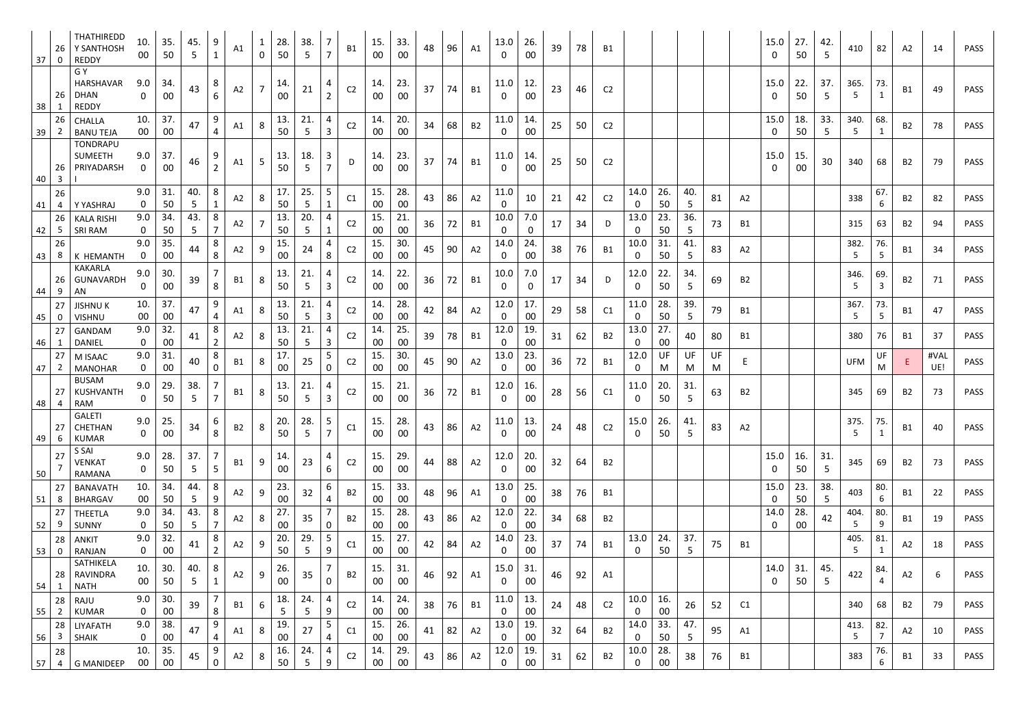| | | | | | | | | | | | | | | | | | | | | | | | | | | | | | | | | | | | |
|---|---|---|---|---|---|---|---|---|---|---|---|---|---|---|---|---|---|---|---|---|---|---|---|---|---|---|---|---|---|---|---|---|---|---|---|
| 37 | 260 | THATHIREDDY SANTHOSH REDDY | 10.00 | 35.50 | 45.5 | 91 | A1 | 10 | 28.50 | 38.5 | 77 | B1 | 15.00 | 33.00 | 48 | 96 | A1 | 13.00 | 26.00 | 39 | 78 | B1 | | | | | | 15.00 | 27.50 | 42.5 | 410 | 82 | A2 | 14 | PASS |
| 38 | 261 | G Y HARSHAVARDHAN REDDY | 9.00 | 34.00 | 43 | 86 | A2 | 7 | 14.00 | 21 | 42 | C2 | 14.00 | 23.00 | 37 | 74 | B1 | 11.00 | 12.00 | 23 | 46 | C2 | | | | | | 15.00 | 22.50 | 37.5 | 365.5 | 73.1 | B1 | 49 | PASS |
| 39 | 262 | CHALLA BANU TEJA | 10.00 | 37.00 | 47 | 94 | A1 | 8 | 13.50 | 21.5 | 43 | C2 | 14.00 | 20.00 | 34 | 68 | B2 | 11.00 | 14.00 | 25 | 50 | C2 | | | | | | 15.00 | 18.50 | 33.5 | 340.5 | 68.1 | B2 | 78 | PASS |
| 40 | 263 | TONDRAPU SUMEETH PRIYADARSHI | 9.00 | 37.00 | 46 | 92 | A1 | 5 | 13.50 | 18.5 | 37 | D | 14.00 | 23.00 | 37 | 74 | B1 | 11.00 | 14.00 | 25 | 50 | C2 | | | | | | 15.00 | 15.00 | 30 | 340 | 68 | B2 | 79 | PASS |
| 41 | 264 | Y YASHRAJ | 9.00 | 31.50 | 40.5 | 81 | A2 | 8 | 17.50 | 25.5 | 51 | C1 | 15.00 | 28.00 | 43 | 86 | A2 | 11.00 | 10 | 21 | 42 | C2 | 14.00 | 26.50 | 40.5 | 81 | A2 | | | | 338 | 67.6 | B2 | 82 | PASS |
| 42 | 265 | KALA RISHI SRI RAM | 9.00 | 34.50 | 43.5 | 87 | A2 | 7 | 13.50 | 20.5 | 41 | C2 | 15.00 | 21.00 | 36 | 72 | B1 | 10.00 | 7.00 | 17 | 34 | D | 13.00 | 23.50 | 36.5 | 73 | B1 | | | | 315 | 63 | B2 | 94 | PASS |
| 43 | 268 | K HEMANTH | 9.00 | 35.00 | 44 | 88 | A2 | 9 | 15.00 | 24 | 48 | C2 | 15.00 | 30.00 | 45 | 90 | A2 | 14.00 | 24.00 | 38 | 76 | B1 | 10.00 | 31.50 | 41.5 | 83 | A2 | | | | 382.5 | 76.5 | B1 | 34 | PASS |
| 44 | 269 | KAKARLA GUNAVARDHAN | 9.00 | 30.00 | 39 | 78 | B1 | 8 | 13.50 | 21.5 | 43 | C2 | 14.00 | 22.00 | 36 | 72 | B1 | 10.00 | 7.00 | 17 | 34 | D | 12.00 | 22.50 | 34.5 | 69 | B2 | | | | 346.5 | 69.3 | B2 | 71 | PASS |
| 45 | 270 | JISHNU K VISHNU | 10.00 | 37.00 | 47 | 94 | A1 | 8 | 13.50 | 21.5 | 43 | C2 | 14.00 | 28.00 | 42 | 84 | A2 | 12.00 | 17.00 | 29 | 58 | C1 | 11.00 | 28.50 | 39.5 | 79 | B1 | | | | 367.5 | 73.5 | B1 | 47 | PASS |
| 46 | 271 | GANDAM DANIEL | 9.00 | 32.00 | 41 | 82 | A2 | 8 | 13.50 | 21.5 | 43 | C2 | 14.00 | 25.00 | 39 | 78 | B1 | 12.00 | 19.00 | 31 | 62 | B2 | 13.00 | 27.00 | 40 | 80 | B1 | | | | 380 | 76 | B1 | 37 | PASS |
| 47 | 272 | M ISAAC MANOHAR | 9.00 | 31.00 | 40 | 80 | B1 | 8 | 17.00 | 25 | 50 | C2 | 15.00 | 30.00 | 45 | 90 | A2 | 13.00 | 23.00 | 36 | 72 | B1 | 12.00 | UFM | UFM | UFM | E | | | | UFM | UFM | E | #VALUE! | PASS |
| 48 | 274 | BUSAM KUSHVANTH RAM | 9.00 | 29.50 | 38.5 | 77 | B1 | 8 | 13.50 | 21.5 | 43 | C2 | 15.00 | 21.00 | 36 | 72 | B1 | 12.00 | 16.00 | 28 | 56 | C1 | 11.00 | 20.50 | 31.5 | 63 | B2 | | | | 345 | 69 | B2 | 73 | PASS |
| 49 | 276 | GALETI CHETHAN KUMAR | 9.00 | 25.00 | 34 | 68 | B2 | 8 | 20.50 | 28.5 | 57 | C1 | 15.00 | 28.00 | 43 | 86 | A2 | 11.00 | 13.00 | 24 | 48 | C2 | 15.00 | 26.50 | 41.5 | 83 | A2 | | | | 375.5 | 75.1 | B1 | 40 | PASS |
| 50 | 277 | S SAI VENKAT RAMANA | 9.00 | 28.50 | 37.5 | 75 | B1 | 9 | 14.00 | 23 | 46 | C2 | 15.00 | 29.00 | 44 | 88 | A2 | 12.00 | 20.00 | 32 | 64 | B2 | | | | | | 15.00 | 16.50 | 31.5 | 345 | 69 | B2 | 73 | PASS |
| 51 | 278 | BANAVATH BHARGAV | 10.00 | 34.50 | 44.5 | 89 | A2 | 9 | 23.00 | 32 | 64 | B2 | 15.00 | 33.00 | 48 | 96 | A1 | 13.00 | 25.00 | 38 | 76 | B1 | | | | | | 15.00 | 23.50 | 38.5 | 403 | 80.6 | B1 | 22 | PASS |
| 52 | 279 | THEETLA SUNNY | 9.00 | 34.50 | 43.5 | 87 | A2 | 8 | 27.00 | 35 | 70 | B2 | 15.00 | 28.00 | 43 | 86 | A2 | 12.00 | 22.00 | 34 | 68 | B2 | | | | | | 14.00 | 28.00 | 42 | 404.5 | 80.9 | B1 | 19 | PASS |
| 53 | 280 | ANKIT RANJAN | 9.00 | 32.00 | 41 | 82 | A2 | 9 | 20.50 | 29.5 | 59 | C1 | 15.00 | 27.00 | 42 | 84 | A2 | 14.00 | 23.00 | 37 | 74 | B1 | 13.00 | 24.50 | 37.5 | 75 | B1 | | | | 405.5 | 81.1 | A2 | 18 | PASS |
| 54 | 281 | SATHIKELA RAVINDRA NATH | 10.00 | 30.50 | 40.5 | 81 | A2 | 9 | 26.00 | 35 | 70 | B2 | 15.00 | 31.00 | 46 | 92 | A1 | 15.00 | 31.00 | 46 | 92 | A1 | | | | | | 14.00 | 31.50 | 45.5 | 422 | 84.4 | A2 | 6 | PASS |
| 55 | 282 | RAJU KUMAR | 9.00 | 30.00 | 39 | 78 | B1 | 6 | 18.5 | 24.5 | 49 | C2 | 14.00 | 24.00 | 38 | 76 | B1 | 11.00 | 13.00 | 24 | 48 | C2 | 10.00 | 16.00 | 26 | 52 | C1 | | | | 340 | 68 | B2 | 79 | PASS |
| 56 | 283 | LIYAFATH SHAIK | 9.00 | 38.00 | 47 | 94 | A1 | 8 | 19.00 | 27 | 54 | C1 | 15.00 | 26.00 | 41 | 82 | A2 | 13.00 | 19.00 | 32 | 64 | B2 | 14.00 | 33.50 | 47.5 | 95 | A1 | | | | 413.5 | 82.7 | A2 | 10 | PASS |
| 57 | 284 | G MANIDEEP | 10.00 | 35.00 | 45 | 90 | A2 | 8 | 16.50 | 24.5 | 49 | C2 | 14.00 | 29.00 | 43 | 86 | A2 | 12.00 | 19.00 | 31 | 62 | B2 | 10.00 | 28.00 | 38 | 76 | B1 | | | | 383 | 76.6 | B1 | 33 | PASS |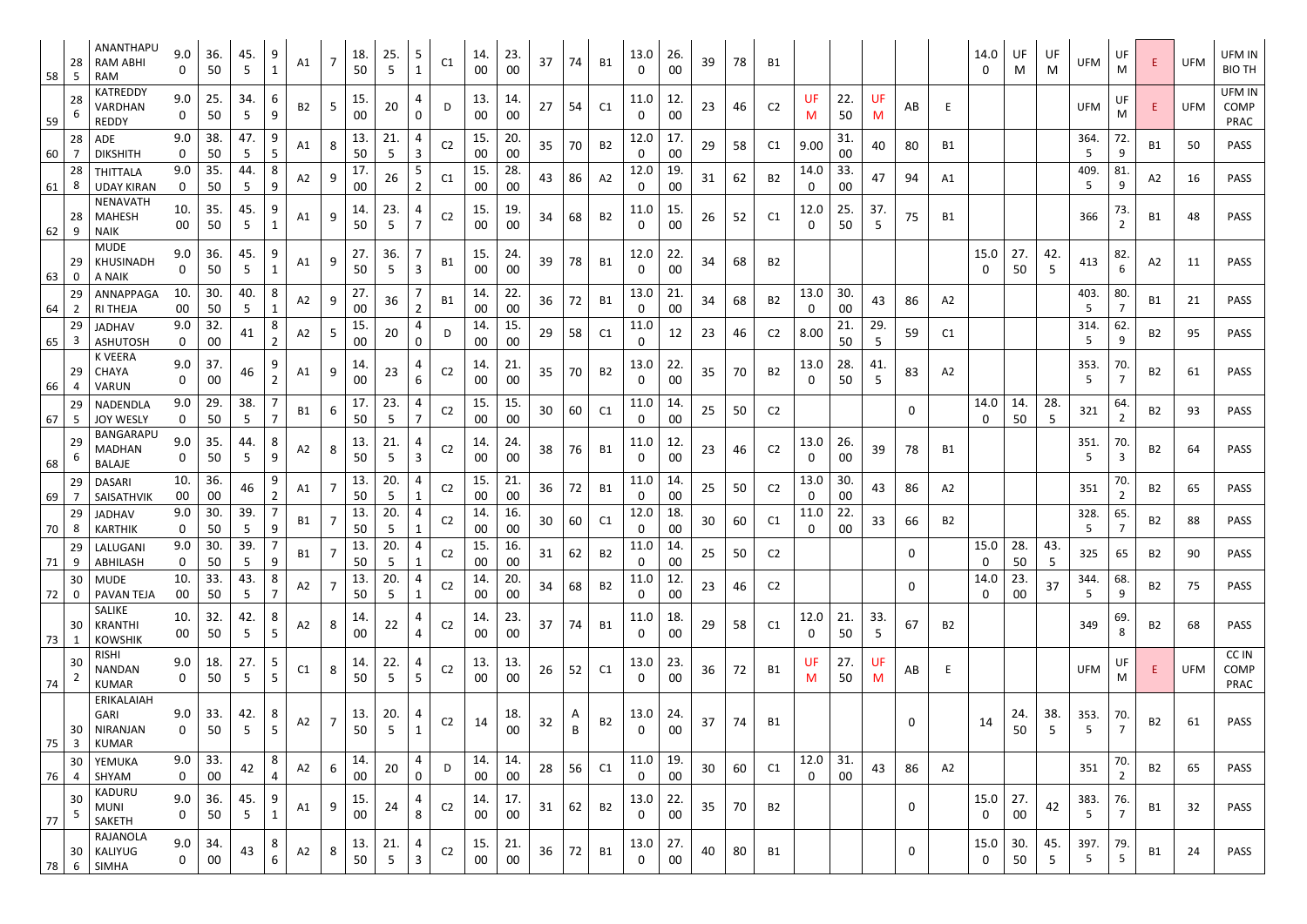| | | | | | | | | | | | | | | | | | | | | | | | | | | | | | | | | | | | |
|---|---|---|---|---|---|---|---|---|---|---|---|---|---|---|---|---|---|---|---|---|---|---|---|---|---|---|---|---|---|---|---|---|---|---|---|
| 58 | 285 | ANANTHAPU RAM ABHI RAM | 9.00 | 36.50 | 45.5 | 91 | A1 | 7 | 18.50 | 25.5 | 51 | C1 | 14.00 | 23.00 | 37 | 74 | B1 | 13.00 | 26.00 | 39 | 78 | B1 | | | | | | 14.00 | UFM | UFM | UFM | UFM | E | UFM | UFM IN BIO TH |
| 59 | 286 | KATREDDY VARDHAN REDDY | 9.00 | 25.50 | 34.5 | 69 | B2 | 5 | 15.00 | 20 | 40 | D | 13.00 | 14.00 | 27 | 54 | C1 | 11.00 | 12.00 | 23 | 46 | C2 | UFM | 22.50 | UFM | AB | E | | | | UFM | UFM | E | UFM | UFM IN COMP PRAC |
| 60 | 287 | ADE DIKSHITH | 9.00 | 38.50 | 47.5 | 95 | A1 | 8 | 13.50 | 21.5 | 43 | C2 | 15.00 | 20.00 | 35 | 70 | B2 | 12.00 | 17.00 | 29 | 58 | C1 | 9.00 | 31.00 | 40 | 80 | B1 | | | | 364.5 | 72.9 | B1 | 50 | PASS |
| 61 | 288 | THITTALA UDAY KIRAN | 9.00 | 35.50 | 44.5 | 89 | A2 | 9 | 17.00 | 26 | 52 | C1 | 15.00 | 28.00 | 43 | 86 | A2 | 12.00 | 19.00 | 31 | 62 | B2 | 14.00 | 33.00 | 47 | 94 | A1 | | | | 409.5 | 81.9 | A2 | 16 | PASS |
| 62 | 289 | NENAVATH MAHESH NAIK | 10.00 | 35.50 | 45.5 | 91 | A1 | 9 | 14.50 | 23.5 | 47 | C2 | 15.00 | 19.00 | 34 | 68 | B2 | 11.00 | 15.00 | 26 | 52 | C1 | 12.00 | 25.50 | 37.5 | 75 | B1 | | | | 366 | 73.2 | B1 | 48 | PASS |
| 63 | 290 | MUDE KHUSINADH A NAIK | 9.00 | 36.50 | 45.5 | 91 | A1 | 9 | 27.50 | 36.5 | 73 | B1 | 15.00 | 24.00 | 39 | 78 | B1 | 12.00 | 22.00 | 34 | 68 | B2 | | | | | | 15.00 | 27.50 | 42.5 | 413 | 82.6 | A2 | 11 | PASS |
| 64 | 292 | ANNAPPAGA RI THEJA | 10.00 | 30.50 | 40.5 | 81 | A2 | 9 | 27.00 | 36 | 72 | B1 | 14.00 | 22.00 | 36 | 72 | B1 | 13.00 | 21.00 | 34 | 68 | B2 | 13.00 | 30.00 | 43 | 86 | A2 | | | | 403.5 | 80.7 | B1 | 21 | PASS |
| 65 | 293 | JADHAV ASHUTOSH | 9.00 | 32.00 | 41 | 82 | A2 | 5 | 15.00 | 20 | 40 | D | 14.00 | 15.00 | 29 | 58 | C1 | 11.00 | 12 | 23 | 46 | C2 | 8.00 | 21.50 | 29.5 | 59 | C1 | | | | 314.5 | 62.9 | B2 | 95 | PASS |
| 66 | 294 | K VEERA CHAYA VARUN | 9.00 | 37.00 | 46 | 92 | A1 | 9 | 14.00 | 23 | 46 | C2 | 14.00 | 21.00 | 35 | 70 | B2 | 13.00 | 22.00 | 35 | 70 | B2 | 13.00 | 28.50 | 41.5 | 83 | A2 | | | | 353.5 | 70.7 | B2 | 61 | PASS |
| 67 | 295 | NADENDLA JOY WESLY | 9.00 | 29.50 | 38.5 | 77 | B1 | 6 | 17.50 | 23.5 | 47 | C2 | 15.00 | 15.00 | 30 | 60 | C1 | 11.00 | 14.00 | 25 | 50 | C2 | | | | 0 | | 14.00 | 14.50 | 28.5 | 321 | 64.2 | B2 | 93 | PASS |
| 68 | 296 | BANGARAPU MADHAN BALAJE | 9.00 | 35.50 | 44.5 | 89 | A2 | 8 | 13.50 | 21.5 | 43 | C2 | 14.00 | 24.00 | 38 | 76 | B1 | 11.00 | 12.00 | 23 | 46 | C2 | 13.00 | 26.00 | 39 | 78 | B1 | | | | 351.5 | 70.3 | B2 | 64 | PASS |
| 69 | 297 | DASARI SAISATHVIK | 10.00 | 36.00 | 46 | 92 | A1 | 7 | 13.50 | 20.5 | 41 | C2 | 15.00 | 21.00 | 36 | 72 | B1 | 11.00 | 14.00 | 25 | 50 | C2 | 13.00 | 30.00 | 43 | 86 | A2 | | | | 351 | 70.2 | B2 | 65 | PASS |
| 70 | 298 | JADHAV KARTHIK | 9.00 | 30.50 | 39.5 | 79 | B1 | 7 | 13.50 | 20.5 | 41 | C2 | 14.00 | 16.00 | 30 | 60 | C1 | 12.00 | 18.00 | 30 | 60 | C1 | 11.00 | 22.00 | 33 | 66 | B2 | | | | 328.5 | 65.7 | B2 | 88 | PASS |
| 71 | 299 | LALUGANI ABHILASH | 9.00 | 30.50 | 39.5 | 79 | B1 | 7 | 13.50 | 20.5 | 41 | C2 | 15.00 | 16.00 | 31 | 62 | B2 | 11.00 | 14.00 | 25 | 50 | C2 | | | | 0 | | 15.00 | 28.50 | 43.5 | 325 | 65 | B2 | 90 | PASS |
| 72 | 300 | MUDE PAVAN TEJA | 10.00 | 33.50 | 43.5 | 87 | A2 | 7 | 13.50 | 20.5 | 41 | C2 | 14.00 | 20.00 | 34 | 68 | B2 | 11.00 | 12.00 | 23 | 46 | C2 | | | | 0 | | 14.00 | 23.00 | 37 | 344.5 | 68.9 | B2 | 75 | PASS |
| 73 | 301 | SALIKE KRANTHI KOWSHIK | 10.00 | 32.50 | 42.5 | 85 | A2 | 8 | 14.00 | 22 | 44 | C2 | 14.00 | 23.00 | 37 | 74 | B1 | 11.00 | 18.00 | 29 | 58 | C1 | 12.00 | 21.50 | 33.5 | 67 | B2 | | | | 349 | 69.8 | B2 | 68 | PASS |
| 74 | 302 | RISHI NANDAN KUMAR | 9.00 | 18.50 | 27.5 | 55 | C1 | 8 | 14.50 | 22.5 | 45 | C2 | 13.00 | 13.00 | 26 | 52 | C1 | 13.00 | 23.00 | 36 | 72 | B1 | UFM | 27.50 | UFM | AB | E | | | | UFM | UFM | E | UFM | CC IN COMP PRAC |
| 75 | 303 | ERIKALAIAH GARI NIRANJAN KUMAR | 9.00 | 33.50 | 42.5 | 85 | A2 | 7 | 13.50 | 20.5 | 41 | C2 | 14 | 18.00 | 32 | AB | B2 | 13.00 | 24.00 | 37 | 74 | B1 | | | | 0 | | 14 | 24.50 | 38.5 | 353.5 | 70.7 | B2 | 61 | PASS |
| 76 | 304 | YEMUKA SHYAM | 9.00 | 33.00 | 42 | 84 | A2 | 6 | 14.00 | 20 | 40 | D | 14.00 | 14.00 | 28 | 56 | C1 | 11.00 | 19.00 | 30 | 60 | C1 | 12.00 | 31.00 | 43 | 86 | A2 | | | | 351 | 70.2 | B2 | 65 | PASS |
| 77 | 305 | KADURU MUNI SAKETH | 9.00 | 36.50 | 45.5 | 91 | A1 | 9 | 15.00 | 24 | 48 | C2 | 14.00 | 17.00 | 31 | 62 | B2 | 13.00 | 22.00 | 35 | 70 | B2 | | | | 0 | | 15.00 | 27.00 | 42 | 383.5 | 76.7 | B1 | 32 | PASS |
| 78 | 306 | RAJANOLA KALIYUG SIMHA | 9.00 | 34.00 | 43 | 86 | A2 | 8 | 13.50 | 21.5 | 43 | C2 | 15.00 | 21.00 | 36 | 72 | B1 | 13.00 | 27.00 | 40 | 80 | B1 | | | | 0 | | 15.00 | 30.50 | 45.5 | 397.5 | 79.5 | B1 | 24 | PASS |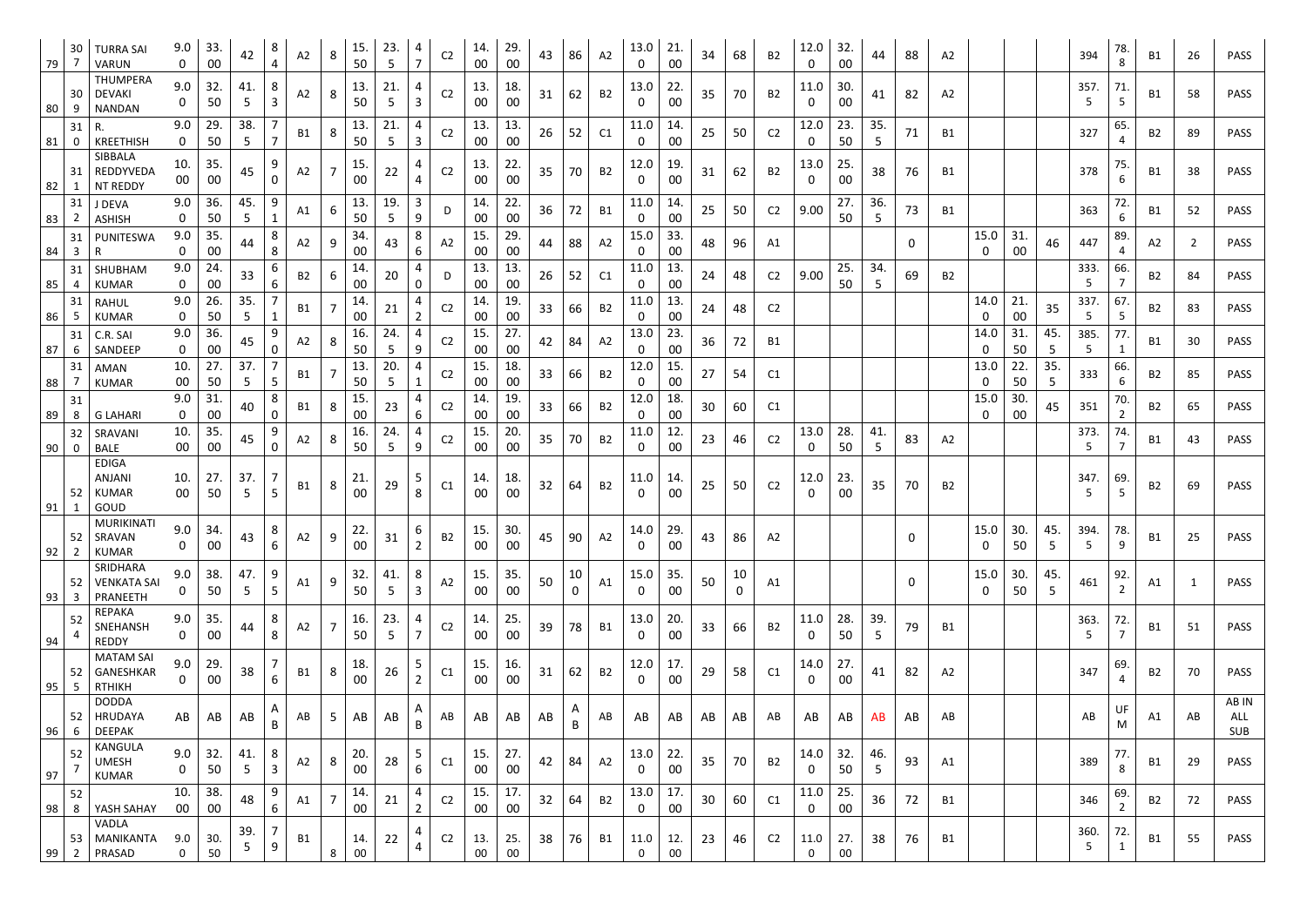| | | | | | | | | | | | | | | | | | | | | | | | | | | | | | | | | | | | |
|---|---|---|---|---|---|---|---|---|---|---|---|---|---|---|---|---|---|---|---|---|---|---|---|---|---|---|---|---|---|---|---|---|---|---|---|
| 79 | 307 | TURRA SAI VARUN | 9.00 | 33.00 | 42 | 84 | A2 | 8 | 15.50 | 23.5 | 47 | C2 | 14.00 | 29.00 | 43 | 86 | A2 | 13.00 | 21.00 | 34 | 68 | B2 | 12.00 | 32.00 | 44 | 88 | A2 | | | | 394 | 78.8 | B1 | 26 | PASS |
| 80 | 309 | THUMPERA DEVAKI NANDAN | 9.00 | 32.50 | 41.5 | 83 | A2 | 8 | 13.50 | 21.5 | 43 | C2 | 13.00 | 18.00 | 31 | 62 | B2 | 13.00 | 22.00 | 35 | 70 | B2 | 11.00 | 30.00 | 41 | 82 | A2 | | | | 357.5 | 71.5 | B1 | 58 | PASS |
| 81 | 310 | R. KREETHISH | 9.00 | 29.50 | 38.5 | 77 | B1 | 8 | 13.50 | 21.5 | 43 | C2 | 13.00 | 13.00 | 26 | 52 | C1 | 11.00 | 14.00 | 25 | 50 | C2 | 12.00 | 23.50 | 35.5 | 71 | B1 | | | | 327 | 65.4 | B2 | 89 | PASS |
| 82 | 311 | SIBBALA REDDYVEDA NT REDDY | 10.00 | 35.00 | 45 | 90 | A2 | 7 | 15.00 | 22 | 44 | C2 | 13.00 | 22.00 | 35 | 70 | B2 | 12.00 | 19.00 | 31 | 62 | B2 | 13.00 | 25.00 | 38 | 76 | B1 | | | | 378 | 75.6 | B1 | 38 | PASS |
| 83 | 312 | J DEVA ASHISH | 9.00 | 36.50 | 45.5 | 91 | A1 | 6 | 13.50 | 19.5 | 39 | D | 14.00 | 22.00 | 36 | 72 | B1 | 11.00 | 14.00 | 25 | 50 | C2 | 9.00 | 27.50 | 36.5 | 73 | B1 | | | | 363 | 72.6 | B1 | 52 | PASS |
| 84 | 313 | PUNITESWA R | 9.00 | 35.00 | 44 | 88 | A2 | 9 | 34.00 | 43 | 86 | A2 | 15.00 | 29.00 | 44 | 88 | A2 | 15.00 | 33.00 | 48 | 96 | A1 | | | | 0 | | 15.00 | 31.00 | 46 | 447 | 89.4 | A2 | 2 | PASS |
| 85 | 314 | SHUBHAM KUMAR | 9.00 | 24.00 | 33 | 66 | B2 | 6 | 14.00 | 20 | 40 | D | 13.00 | 13.00 | 26 | 52 | C1 | 11.00 | 13.00 | 24 | 48 | C2 | 9.00 | 25.50 | 34.5 | 69 | B2 | | | | 333.5 | 66.7 | B2 | 84 | PASS |
| 86 | 315 | RAHUL KUMAR | 9.00 | 26.50 | 35.5 | 71 | B1 | 7 | 14.00 | 21 | 42 | C2 | 14.00 | 19.00 | 33 | 66 | B2 | 11.00 | 13.00 | 24 | 48 | C2 | | | | | | 14.00 | 21.00 | 35 | 337.5 | 67.5 | B2 | 83 | PASS |
| 87 | 316 | C.R. SAI SANDEEP | 9.00 | 36.00 | 45 | 90 | A2 | 8 | 16.50 | 24.5 | 49 | C2 | 15.00 | 27.00 | 42 | 84 | A2 | 13.00 | 23.00 | 36 | 72 | B1 | | | | | | 14.00 | 31.50 | 45.5 | 385.5 | 77.1 | B1 | 30 | PASS |
| 88 | 317 | AMAN KUMAR | 10.00 | 27.50 | 37.5 | 75 | B1 | 7 | 13.50 | 20.5 | 41 | C2 | 15.00 | 18.00 | 33 | 66 | B2 | 12.00 | 15.00 | 27 | 54 | C1 | | | | | | 13.00 | 22.50 | 35.5 | 333 | 66.6 | B2 | 85 | PASS |
| 89 | 318 | G LAHARI | 9.00 | 31.00 | 40 | 80 | B1 | 8 | 15.00 | 23 | 46 | C2 | 14.00 | 19.00 | 33 | 66 | B2 | 12.00 | 18.00 | 30 | 60 | C1 | | | | | | 15.00 | 30.00 | 45 | 351 | 70.2 | B2 | 65 | PASS |
| 90 | 320 | SRAVANI BALE | 10.00 | 35.00 | 45 | 90 | A2 | 8 | 16.50 | 24.5 | 49 | C2 | 15.00 | 20.00 | 35 | 70 | B2 | 11.00 | 12.00 | 23 | 46 | C2 | 13.00 | 28.50 | 41.5 | 83 | A2 | | | | 373.5 | 74.7 | B1 | 43 | PASS |
| 91 | 521 | EDIGA ANJANI KUMAR GOUD | 10.00 | 27.50 | 37.5 | 75 | B1 | 8 | 21.00 | 29 | 58 | C1 | 14.00 | 18.00 | 32 | 64 | B2 | 11.00 | 14.00 | 25 | 50 | C2 | 12.00 | 23.00 | 35 | 70 | B2 | | | | 347.5 | 69.5 | B2 | 69 | PASS |
| 92 | 522 | MURIKINATI SRAVAN KUMAR | 9.00 | 34.00 | 43 | 86 | A2 | 9 | 22.00 | 31 | 62 | B2 | 15.00 | 30.00 | 45 | 90 | A2 | 14.00 | 29.00 | 43 | 86 | A2 | | | | 0 | | 15.00 | 30.50 | 45.5 | 394.5 | 78.9 | B1 | 25 | PASS |
| 93 | 523 | SRIDHARA VENKATA SAI PRANEETH | 9.00 | 38.50 | 47.5 | 95 | A1 | 9 | 32.50 | 41.5 | 83 | A2 | 15.00 | 35.00 | 50 | 100 | A1 | 15.00 | 35.00 | 50 | 100 | A1 | | | | 0 | | 15.00 | 30.50 | 45.5 | 461 | 92.2 | A1 | 1 | PASS |
| 94 | 524 | REPAKA SNEHANSH REDDY | 9.00 | 35.00 | 44 | 88 | A2 | 7 | 16.50 | 23.5 | 47 | C2 | 14.00 | 25.00 | 39 | 78 | B1 | 13.00 | 20.00 | 33 | 66 | B2 | 11.00 | 28.50 | 39.5 | 79 | B1 | | | | 363.5 | 72.7 | B1 | 51 | PASS |
| 95 | 525 | MATAM SAI GANESHKAR RTHIKH | 9.00 | 29.00 | 38 | 76 | B1 | 8 | 18.00 | 26 | 52 | C1 | 15.00 | 16.00 | 31 | 62 | B2 | 12.00 | 17.00 | 29 | 58 | C1 | 14.00 | 27.00 | 41 | 82 | A2 | | | | 347 | 69.4 | B2 | 70 | PASS |
| 96 | 526 | DODDA HRUDAYA DEEPAK | AB | AB | AB | AB | AB | 5 | AB | AB | AB | AB | AB | AB | AB | AB | AB | AB | AB | AB | AB | AB | AB | AB | AB | AB | AB | | | | AB | UFM | A1 | AB | AB IN ALL SUB |
| 97 | 527 | KANGULA UMESH KUMAR | 9.00 | 32.50 | 41.5 | 83 | A2 | 8 | 20.00 | 28 | 56 | C1 | 15.00 | 27.00 | 42 | 84 | A2 | 13.00 | 22.00 | 35 | 70 | B2 | 14.00 | 32.50 | 46.5 | 93 | A1 | | | | 389 | 77.8 | B1 | 29 | PASS |
| 98 | 528 | YASH SAHAY | 10.00 | 38.00 | 48 | 96 | A1 | 7 | 14.00 | 21 | 42 | C2 | 15.00 | 17.00 | 32 | 64 | B2 | 13.00 | 17.00 | 30 | 60 | C1 | 11.00 | 25.00 | 36 | 72 | B1 | | | | 346 | 69.2 | B2 | 72 | PASS |
| 99 | 532 | VADLA MANIKANTA PRASAD | 9.00 | 30.50 | 39.5 | 79 | B1 | 8 | 14.00 | 22 | 44 | C2 | 13.00 | 25.00 | 38 | 76 | B1 | 11.00 | 12.00 | 23 | 46 | C2 | 11.00 | 27.00 | 38 | 76 | B1 | | | | 360.5 | 72.1 | B1 | 55 | PASS |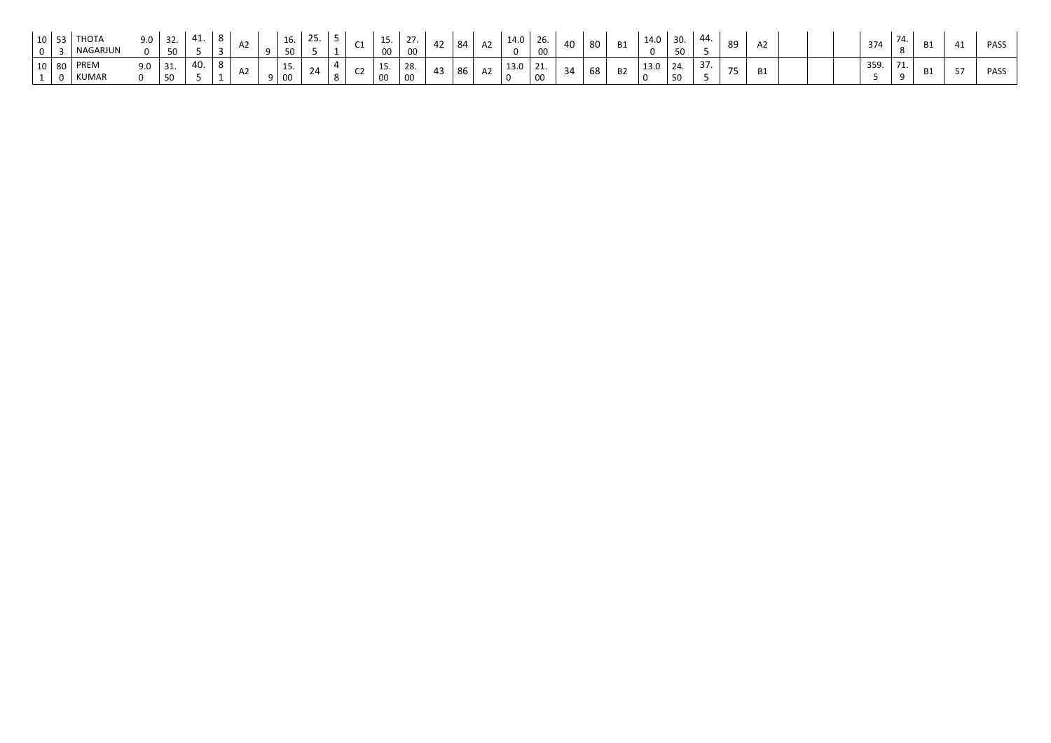| 100 | 533 | THOTA NAGARJUN | 9.00 | 32.50 | 41.5 | 83 | A2 | 9 | 16.50 | 25.5 | 51 | C1 | 15.00 | 27.00 | 42 | 84 | A2 | 14.00 | 26.00 | 40 | 80 | B1 | 14.00 | 30.50 | 44.5 | 89 | A2 | | | | 374 | 74.8 | B1 | 41 | PASS |
|---|---|---|---|---|---|---|---|---|---|---|---|---|---|---|---|---|---|---|---|---|---|---|---|---|---|---|---|---|---|---|---|---|---|---|---|
| 101 | 800 | PREM KUMAR | 9.00 | 31.50 | 40.5 | 81 | A2 | 9 | 15.00 | 24 | 48 | C2 | 15.00 | 28.00 | 43 | 86 | A2 | 13.00 | 21.00 | 34 | 68 | B2 | 13.00 | 24.50 | 37.5 | 75 | B1 | | | | 359.5 | 71.9 | B1 | 57 | PASS |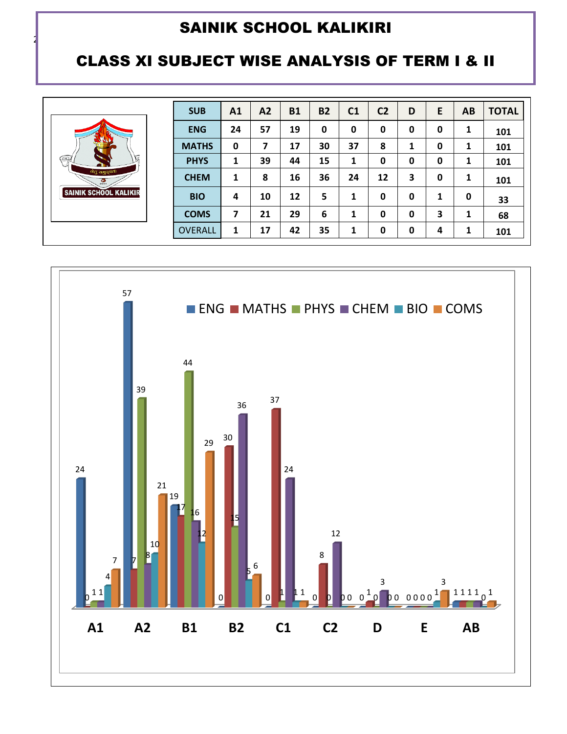# SAINIK SCHOOL KALIKIRI

## CLASS XI SUBJECT WISE ANALYSIS OF TERM I & II

| SUB | A1 | A2 | B1 | B2 | C1 | C2 | D | E | AB | TOTAL |
|---|---|---|---|---|---|---|---|---|---|---|
| ENG | 24 | 57 | 19 | 0 | 0 | 0 | 0 | 0 | 1 | 101 |
| MATHS | 0 | 7 | 17 | 30 | 37 | 8 | 1 | 0 | 1 | 101 |
| PHYS | 1 | 39 | 44 | 15 | 1 | 0 | 0 | 0 | 1 | 101 |
| CHEM | 1 | 8 | 16 | 36 | 24 | 12 | 3 | 0 | 1 | 101 |
| BIO | 4 | 10 | 12 | 5 | 1 | 0 | 0 | 1 | 0 | 33 |
| COMS | 7 | 21 | 29 | 6 | 1 | 0 | 0 | 3 | 1 | 68 |
| OVERALL | 1 | 17 | 42 | 35 | 1 | 0 | 0 | 4 | 1 | 101 |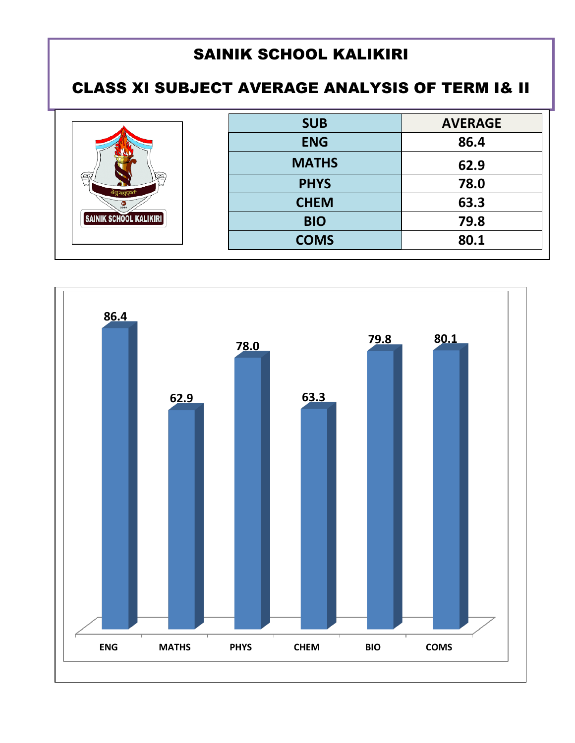# SAINIK SCHOOL KALIKIRI

## CLASS XI SUBJECT AVERAGE ANALYSIS OF TERM I& II

| SUB | AVERAGE |
|---|---|
| ENG | 86.4 |
| MATHS | 62.9 |
| PHYS | 78.0 |
| CHEM | 63.3 |
| BIO | 79.8 |
| COMS | 80.1 |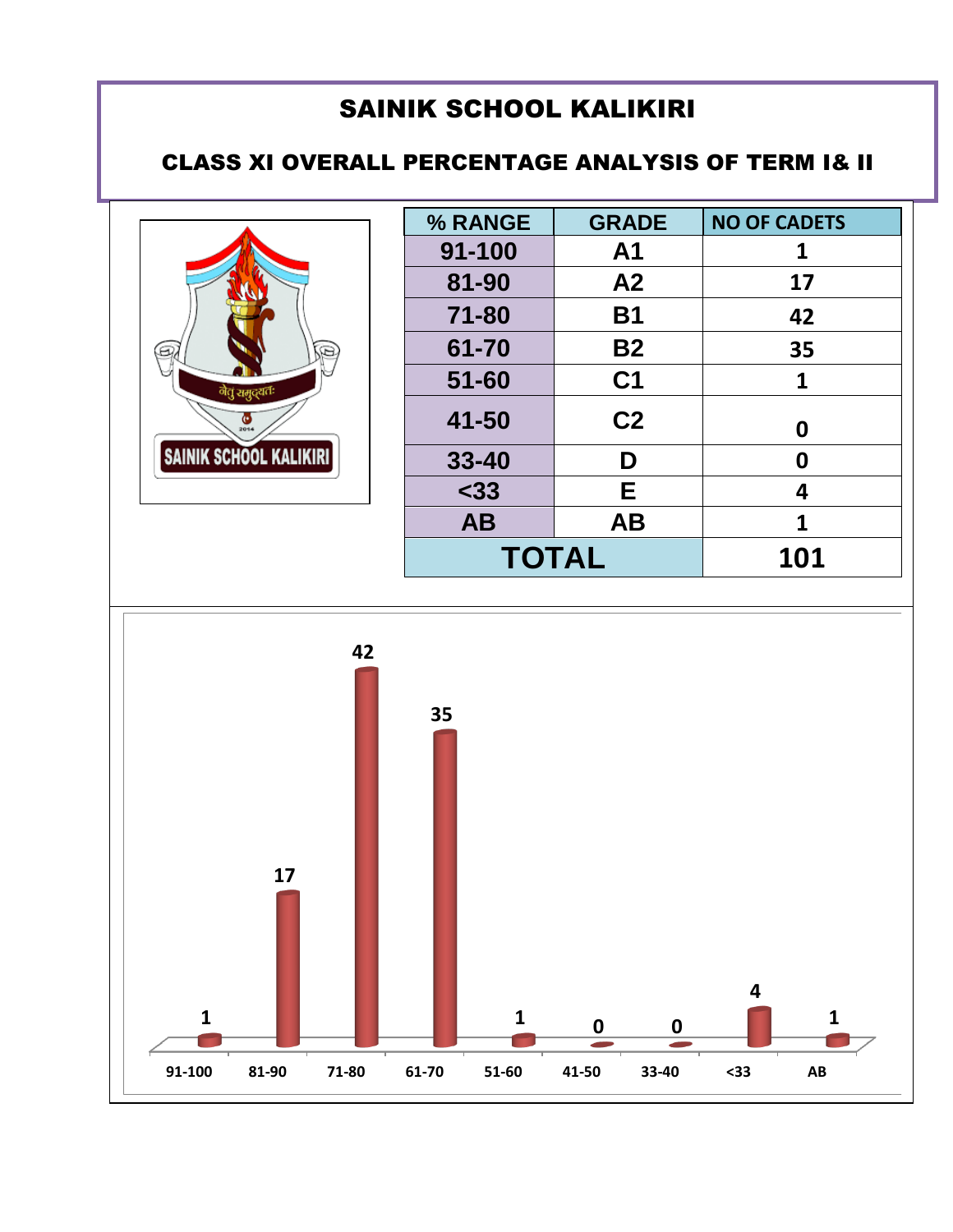# SAINIK SCHOOL KALIKIRI

## CLASS XI OVERALL PERCENTAGE ANALYSIS OF TERM I& II

| % RANGE | GRADE | NO OF CADETS |
|---|---|---|
| 91-100 | A1 | 1 |
| 81-90 | A2 | 17 |
| 71-80 | B1 | 42 |
| 61-70 | B2 | 35 |
| 51-60 | C1 | 1 |
| 41-50 | C2 | 0 |
| 33-40 | D | 0 |
| <33 | E | 4 |
| AB | AB | 1 |
| TOTAL | | 101 |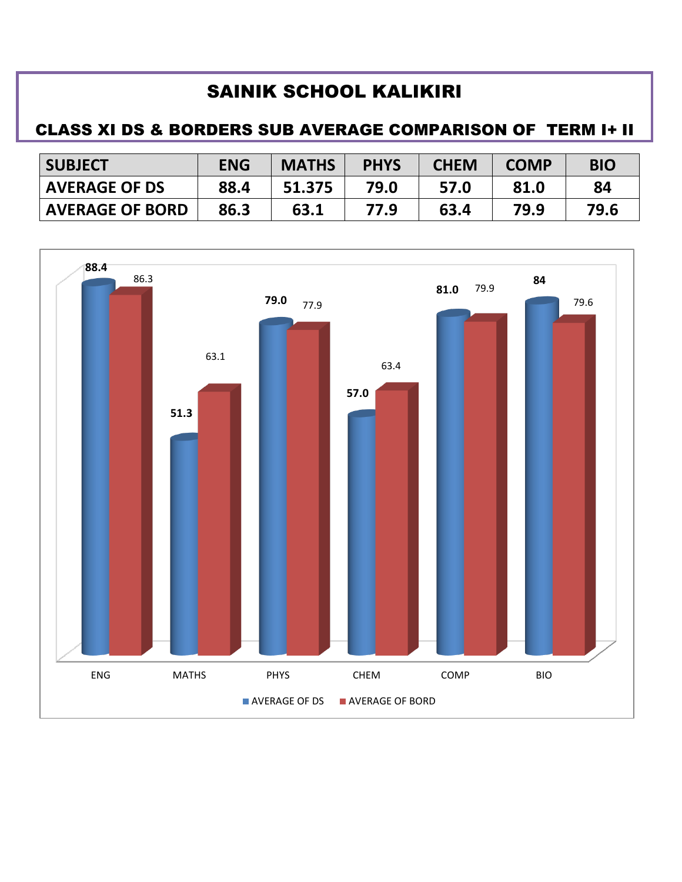# SAINIK SCHOOL KALIKIRI

## CLASS XI DS & BORDERS SUB AVERAGE COMPARISON OF TERM I+ II

| SUBJECT | ENG | MATHS | PHYS | CHEM | COMP | BIO |
|---|---|---|---|---|---|---|
| AVERAGE OF DS | 88.4 | 51.375 | 79.0 | 57.0 | 81.0 | 84 |
| AVERAGE OF BORD | 86.3 | 63.1 | 77.9 | 63.4 | 79.9 | 79.6 |

88.4
86.3
51.3
63.1
79.0
77.9
57.0
63.4
81.0
79.9
84
79.6

ENG
MATHS
PHYS
CHEM
COMP
BIO

AVERAGE OF DS
AVERAGE OF BORD